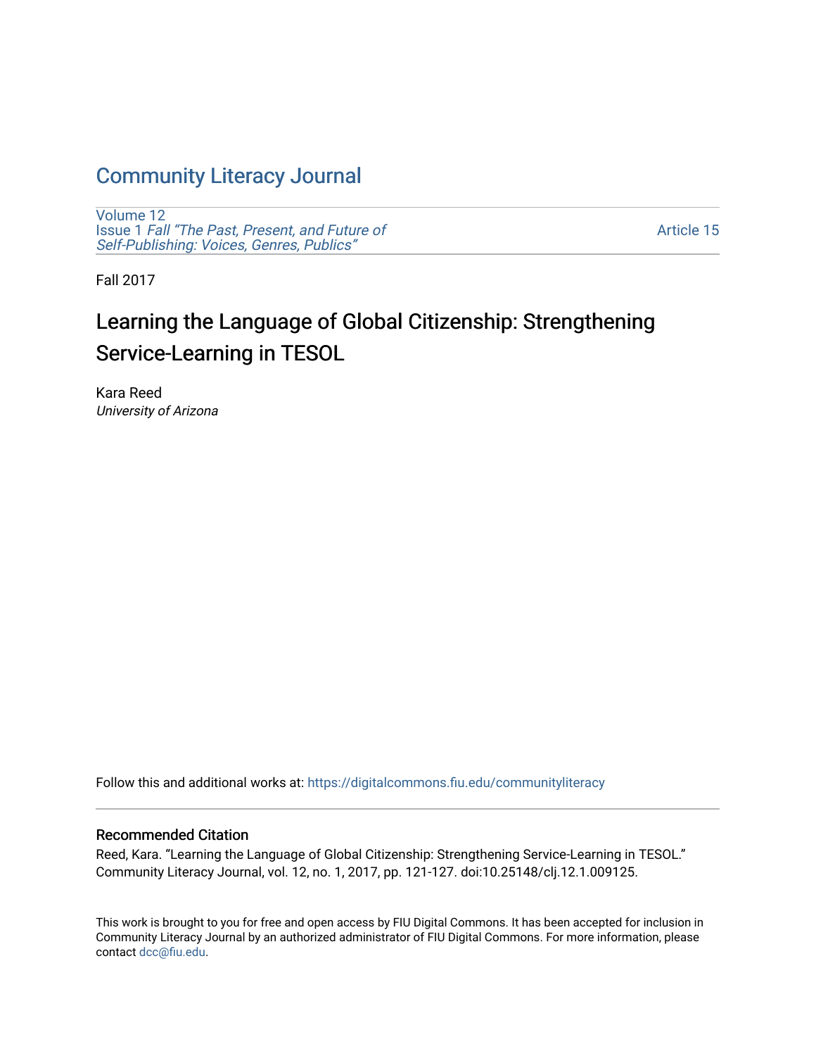# Community Literacy Journal

Volume 12
Issue 1 *Fall "The Past, Present, and Future of Self-Publishing: Voices, Genres, Publics"*

Article 15

Fall 2017

## Learning the Language of Global Citizenship: Strengthening Service-Learning in TESOL

Kara Reed
*University of Arizona*

Follow this and additional works at: https://digitalcommons.fiu.edu/communityliteracy

### Recommended Citation

Reed, Kara. "Learning the Language of Global Citizenship: Strengthening Service-Learning in TESOL." Community Literacy Journal, vol. 12, no. 1, 2017, pp. 121-127. doi:10.25148/clj.12.1.009125.

This work is brought to you for free and open access by FIU Digital Commons. It has been accepted for inclusion in Community Literacy Journal by an authorized administrator of FIU Digital Commons. For more information, please contact dcc@fiu.edu.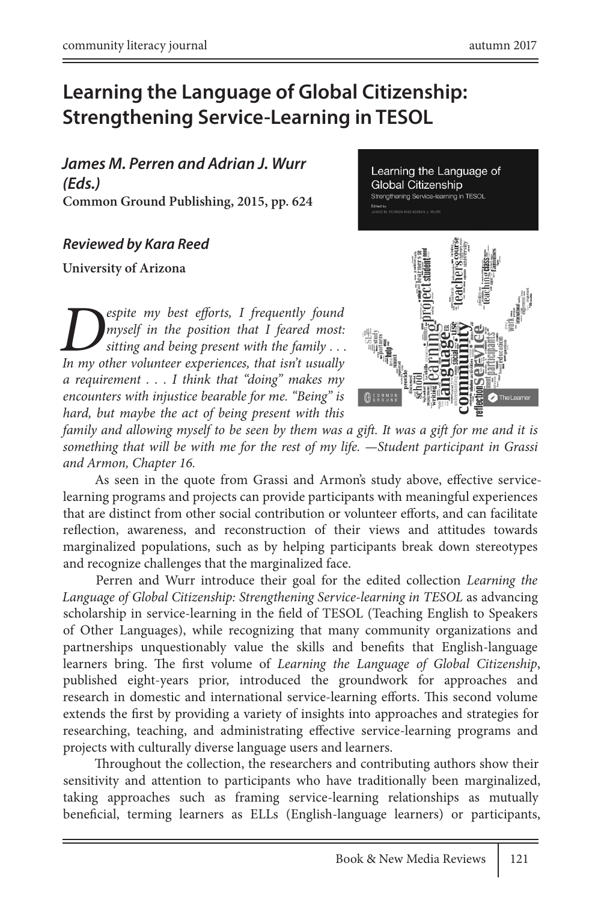# Learning the Language of Global Citizenship: Strengthening Service-Learning in TESOL

***James M. Perren and Adrian J. Wurr (Eds.)***
**Common Ground Publishing, 2015, pp. 624**

***Reviewed by Kara Reed***
**University of Arizona**

*Despite my best efforts, I frequently found myself in the position that I feared most: sitting and being present with the family . . . In my other volunteer experiences, that isn't usually a requirement . . . I think that "doing" makes my encounters with injustice bearable for me. "Being" is hard, but maybe the act of being present with this family and allowing myself to be seen by them was a gift. It was a gift for me and it is something that will be with me for the rest of my life. —Student participant in Grassi and Armon, Chapter 16.*

As seen in the quote from Grassi and Armon's study above, effective service-learning programs and projects can provide participants with meaningful experiences that are distinct from other social contribution or volunteer efforts, and can facilitate reflection, awareness, and reconstruction of their views and attitudes towards marginalized populations, such as by helping participants break down stereotypes and recognize challenges that the marginalized face.

Perren and Wurr introduce their goal for the edited collection *Learning the Language of Global Citizenship: Strengthening Service-learning in TESOL* as advancing scholarship in service-learning in the field of TESOL (Teaching English to Speakers of Other Languages), while recognizing that many community organizations and partnerships unquestionably value the skills and benefits that English-language learners bring. The first volume of *Learning the Language of Global Citizenship*, published eight-years prior, introduced the groundwork for approaches and research in domestic and international service-learning efforts. This second volume extends the first by providing a variety of insights into approaches and strategies for researching, teaching, and administrating effective service-learning programs and projects with culturally diverse language users and learners.

Throughout the collection, the researchers and contributing authors show their sensitivity and attention to participants who have traditionally been marginalized, taking approaches such as framing service-learning relationships as mutually beneficial, terming learners as ELLs (English-language learners) or participants,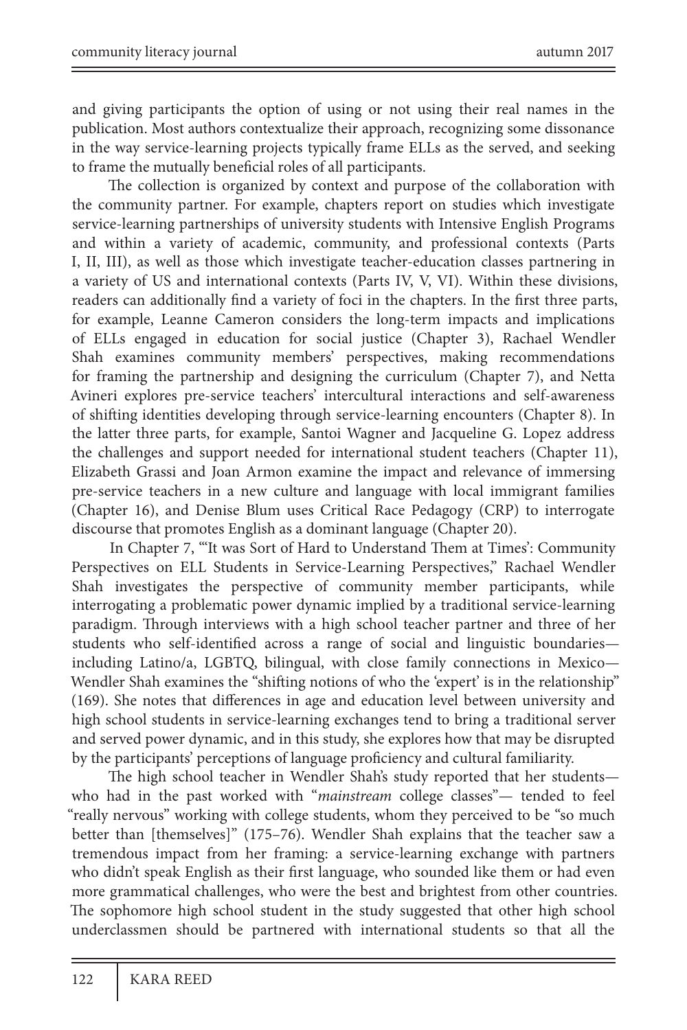and giving participants the option of using or not using their real names in the publication. Most authors contextualize their approach, recognizing some dissonance in the way service-learning projects typically frame ELLs as the served, and seeking to frame the mutually beneficial roles of all participants.

The collection is organized by context and purpose of the collaboration with the community partner. For example, chapters report on studies which investigate service-learning partnerships of university students with Intensive English Programs and within a variety of academic, community, and professional contexts (Parts I, II, III), as well as those which investigate teacher-education classes partnering in a variety of US and international contexts (Parts IV, V, VI). Within these divisions, readers can additionally find a variety of foci in the chapters. In the first three parts, for example, Leanne Cameron considers the long-term impacts and implications of ELLs engaged in education for social justice (Chapter 3), Rachael Wendler Shah examines community members' perspectives, making recommendations for framing the partnership and designing the curriculum (Chapter 7), and Netta Avineri explores pre-service teachers' intercultural interactions and self-awareness of shifting identities developing through service-learning encounters (Chapter 8). In the latter three parts, for example, Santoi Wagner and Jacqueline G. Lopez address the challenges and support needed for international student teachers (Chapter 11), Elizabeth Grassi and Joan Armon examine the impact and relevance of immersing pre-service teachers in a new culture and language with local immigrant families (Chapter 16), and Denise Blum uses Critical Race Pedagogy (CRP) to interrogate discourse that promotes English as a dominant language (Chapter 20).

In Chapter 7, "'It was Sort of Hard to Understand Them at Times': Community Perspectives on ELL Students in Service-Learning Perspectives," Rachael Wendler Shah investigates the perspective of community member participants, while interrogating a problematic power dynamic implied by a traditional service-learning paradigm. Through interviews with a high school teacher partner and three of her students who self-identified across a range of social and linguistic boundaries—including Latino/a, LGBTQ, bilingual, with close family connections in Mexico—Wendler Shah examines the "shifting notions of who the 'expert' is in the relationship" (169). She notes that differences in age and education level between university and high school students in service-learning exchanges tend to bring a traditional server and served power dynamic, and in this study, she explores how that may be disrupted by the participants' perceptions of language proficiency and cultural familiarity.

The high school teacher in Wendler Shah's study reported that her students—who had in the past worked with "*mainstream* college classes"— tended to feel "really nervous" working with college students, whom they perceived to be "so much better than [themselves]" (175–76). Wendler Shah explains that the teacher saw a tremendous impact from her framing: a service-learning exchange with partners who didn't speak English as their first language, who sounded like them or had even more grammatical challenges, who were the best and brightest from other countries. The sophomore high school student in the study suggested that other high school underclassmen should be partnered with international students so that all the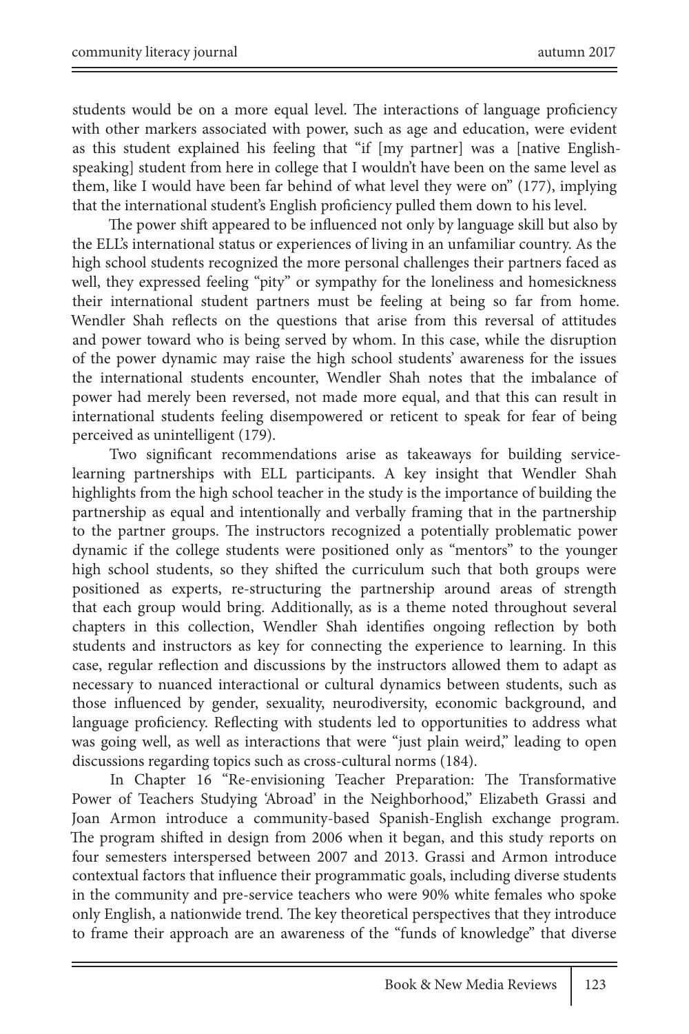students would be on a more equal level. The interactions of language proficiency with other markers associated with power, such as age and education, were evident as this student explained his feeling that "if [my partner] was a [native English-speaking] student from here in college that I wouldn't have been on the same level as them, like I would have been far behind of what level they were on" (177), implying that the international student's English proficiency pulled them down to his level.

The power shift appeared to be influenced not only by language skill but also by the ELL's international status or experiences of living in an unfamiliar country. As the high school students recognized the more personal challenges their partners faced as well, they expressed feeling "pity" or sympathy for the loneliness and homesickness their international student partners must be feeling at being so far from home. Wendler Shah reflects on the questions that arise from this reversal of attitudes and power toward who is being served by whom. In this case, while the disruption of the power dynamic may raise the high school students' awareness for the issues the international students encounter, Wendler Shah notes that the imbalance of power had merely been reversed, not made more equal, and that this can result in international students feeling disempowered or reticent to speak for fear of being perceived as unintelligent (179).

Two significant recommendations arise as takeaways for building service-learning partnerships with ELL participants. A key insight that Wendler Shah highlights from the high school teacher in the study is the importance of building the partnership as equal and intentionally and verbally framing that in the partnership to the partner groups. The instructors recognized a potentially problematic power dynamic if the college students were positioned only as "mentors" to the younger high school students, so they shifted the curriculum such that both groups were positioned as experts, re-structuring the partnership around areas of strength that each group would bring. Additionally, as is a theme noted throughout several chapters in this collection, Wendler Shah identifies ongoing reflection by both students and instructors as key for connecting the experience to learning. In this case, regular reflection and discussions by the instructors allowed them to adapt as necessary to nuanced interactional or cultural dynamics between students, such as those influenced by gender, sexuality, neurodiversity, economic background, and language proficiency. Reflecting with students led to opportunities to address what was going well, as well as interactions that were "just plain weird," leading to open discussions regarding topics such as cross-cultural norms (184).

In Chapter 16 "Re-envisioning Teacher Preparation: The Transformative Power of Teachers Studying 'Abroad' in the Neighborhood," Elizabeth Grassi and Joan Armon introduce a community-based Spanish-English exchange program. The program shifted in design from 2006 when it began, and this study reports on four semesters interspersed between 2007 and 2013. Grassi and Armon introduce contextual factors that influence their programmatic goals, including diverse students in the community and pre-service teachers who were 90% white females who spoke only English, a nationwide trend. The key theoretical perspectives that they introduce to frame their approach are an awareness of the "funds of knowledge" that diverse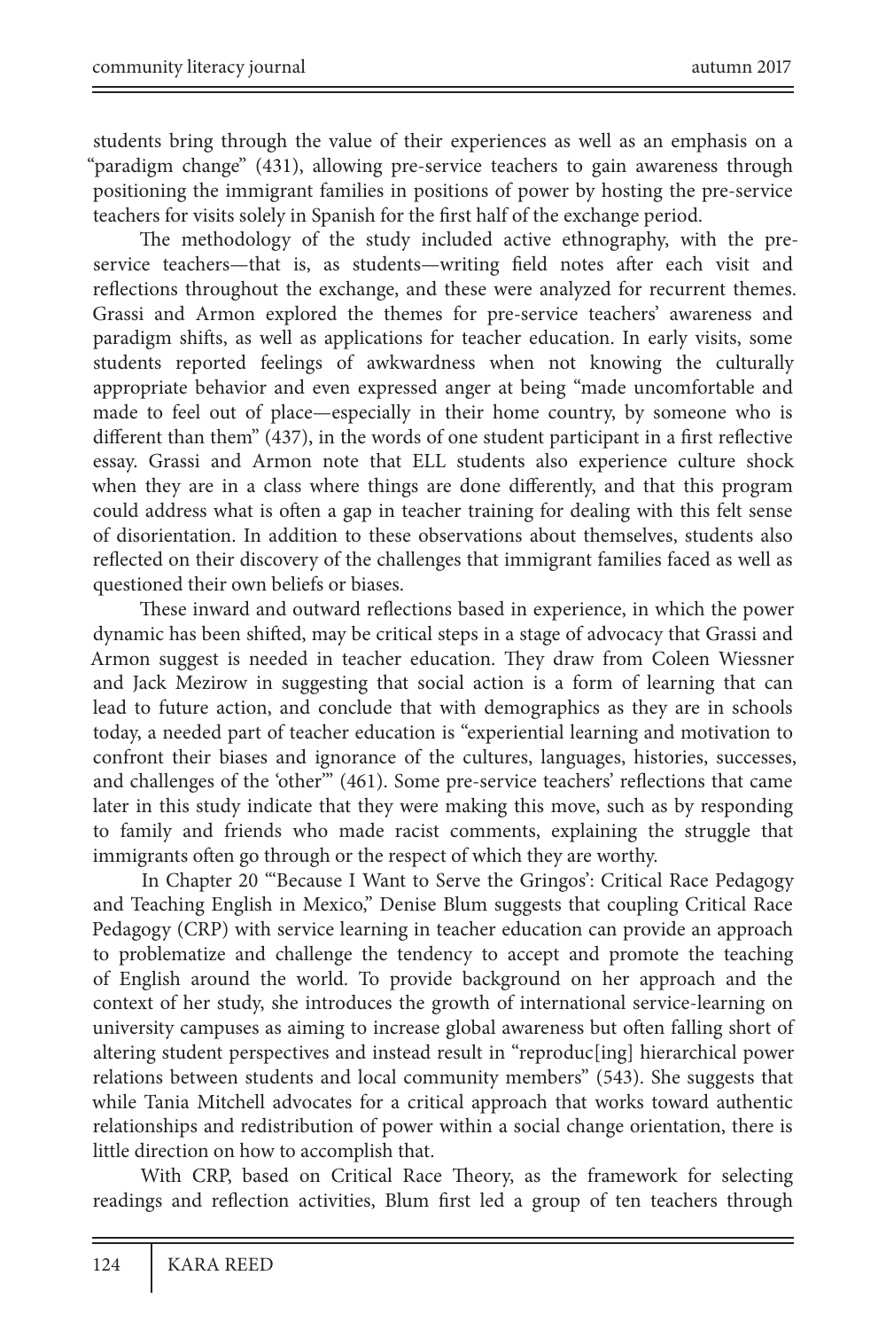students bring through the value of their experiences as well as an emphasis on a "paradigm change" (431), allowing pre-service teachers to gain awareness through positioning the immigrant families in positions of power by hosting the pre-service teachers for visits solely in Spanish for the first half of the exchange period.

The methodology of the study included active ethnography, with the pre-service teachers—that is, as students—writing field notes after each visit and reflections throughout the exchange, and these were analyzed for recurrent themes. Grassi and Armon explored the themes for pre-service teachers' awareness and paradigm shifts, as well as applications for teacher education. In early visits, some students reported feelings of awkwardness when not knowing the culturally appropriate behavior and even expressed anger at being "made uncomfortable and made to feel out of place—especially in their home country, by someone who is different than them" (437), in the words of one student participant in a first reflective essay. Grassi and Armon note that ELL students also experience culture shock when they are in a class where things are done differently, and that this program could address what is often a gap in teacher training for dealing with this felt sense of disorientation. In addition to these observations about themselves, students also reflected on their discovery of the challenges that immigrant families faced as well as questioned their own beliefs or biases.

These inward and outward reflections based in experience, in which the power dynamic has been shifted, may be critical steps in a stage of advocacy that Grassi and Armon suggest is needed in teacher education. They draw from Coleen Wiessner and Jack Mezirow in suggesting that social action is a form of learning that can lead to future action, and conclude that with demographics as they are in schools today, a needed part of teacher education is "experiential learning and motivation to confront their biases and ignorance of the cultures, languages, histories, successes, and challenges of the 'other'" (461). Some pre-service teachers' reflections that came later in this study indicate that they were making this move, such as by responding to family and friends who made racist comments, explaining the struggle that immigrants often go through or the respect of which they are worthy.

In Chapter 20 "'Because I Want to Serve the Gringos': Critical Race Pedagogy and Teaching English in Mexico," Denise Blum suggests that coupling Critical Race Pedagogy (CRP) with service learning in teacher education can provide an approach to problematize and challenge the tendency to accept and promote the teaching of English around the world. To provide background on her approach and the context of her study, she introduces the growth of international service-learning on university campuses as aiming to increase global awareness but often falling short of altering student perspectives and instead result in "reproduc[ing] hierarchical power relations between students and local community members" (543). She suggests that while Tania Mitchell advocates for a critical approach that works toward authentic relationships and redistribution of power within a social change orientation, there is little direction on how to accomplish that.

With CRP, based on Critical Race Theory, as the framework for selecting readings and reflection activities, Blum first led a group of ten teachers through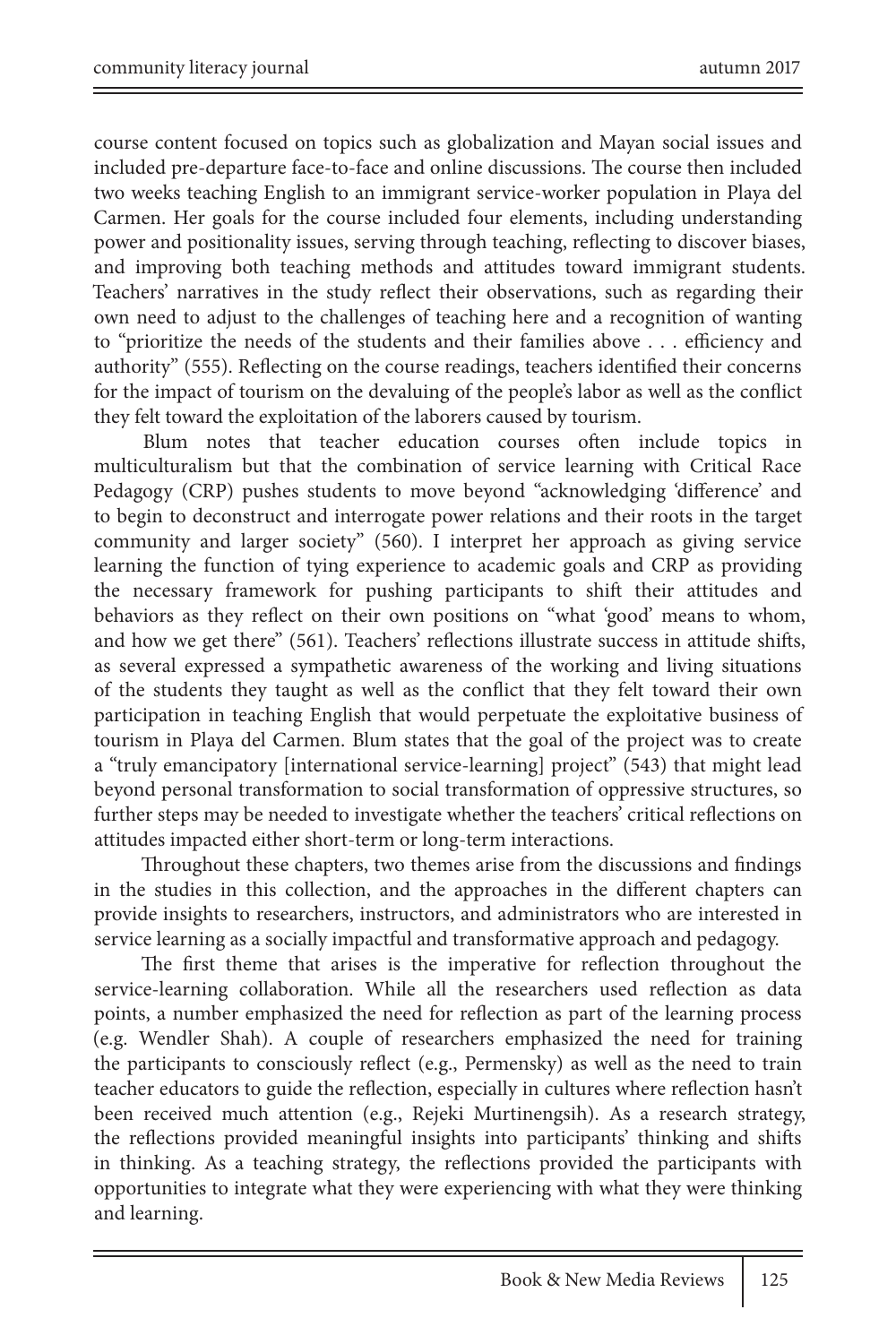course content focused on topics such as globalization and Mayan social issues and included pre-departure face-to-face and online discussions. The course then included two weeks teaching English to an immigrant service-worker population in Playa del Carmen. Her goals for the course included four elements, including understanding power and positionality issues, serving through teaching, reflecting to discover biases, and improving both teaching methods and attitudes toward immigrant students. Teachers' narratives in the study reflect their observations, such as regarding their own need to adjust to the challenges of teaching here and a recognition of wanting to "prioritize the needs of the students and their families above . . . efficiency and authority" (555). Reflecting on the course readings, teachers identified their concerns for the impact of tourism on the devaluing of the people's labor as well as the conflict they felt toward the exploitation of the laborers caused by tourism.

Blum notes that teacher education courses often include topics in multiculturalism but that the combination of service learning with Critical Race Pedagogy (CRP) pushes students to move beyond "acknowledging 'difference' and to begin to deconstruct and interrogate power relations and their roots in the target community and larger society" (560). I interpret her approach as giving service learning the function of tying experience to academic goals and CRP as providing the necessary framework for pushing participants to shift their attitudes and behaviors as they reflect on their own positions on "what 'good' means to whom, and how we get there" (561). Teachers' reflections illustrate success in attitude shifts, as several expressed a sympathetic awareness of the working and living situations of the students they taught as well as the conflict that they felt toward their own participation in teaching English that would perpetuate the exploitative business of tourism in Playa del Carmen. Blum states that the goal of the project was to create a "truly emancipatory [international service-learning] project" (543) that might lead beyond personal transformation to social transformation of oppressive structures, so further steps may be needed to investigate whether the teachers' critical reflections on attitudes impacted either short-term or long-term interactions.

Throughout these chapters, two themes arise from the discussions and findings in the studies in this collection, and the approaches in the different chapters can provide insights to researchers, instructors, and administrators who are interested in service learning as a socially impactful and transformative approach and pedagogy.

The first theme that arises is the imperative for reflection throughout the service-learning collaboration. While all the researchers used reflection as data points, a number emphasized the need for reflection as part of the learning process (e.g. Wendler Shah). A couple of researchers emphasized the need for training the participants to consciously reflect (e.g., Permensky) as well as the need to train teacher educators to guide the reflection, especially in cultures where reflection hasn't been received much attention (e.g., Rejeki Murtinengsih). As a research strategy, the reflections provided meaningful insights into participants' thinking and shifts in thinking. As a teaching strategy, the reflections provided the participants with opportunities to integrate what they were experiencing with what they were thinking and learning.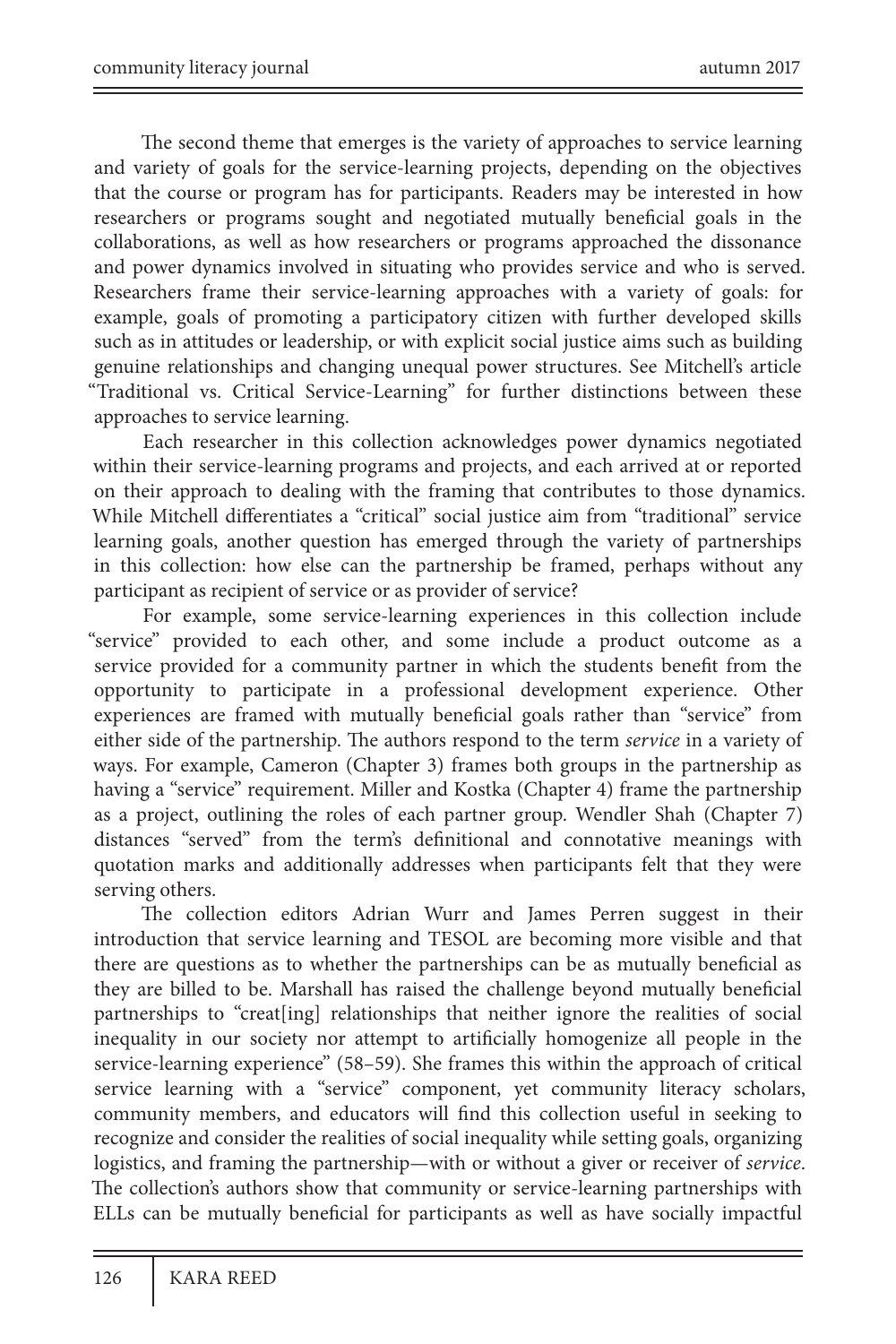The second theme that emerges is the variety of approaches to service learning and variety of goals for the service-learning projects, depending on the objectives that the course or program has for participants. Readers may be interested in how researchers or programs sought and negotiated mutually beneficial goals in the collaborations, as well as how researchers or programs approached the dissonance and power dynamics involved in situating who provides service and who is served. Researchers frame their service-learning approaches with a variety of goals: for example, goals of promoting a participatory citizen with further developed skills such as in attitudes or leadership, or with explicit social justice aims such as building genuine relationships and changing unequal power structures. See Mitchell's article "Traditional vs. Critical Service-Learning" for further distinctions between these approaches to service learning.

Each researcher in this collection acknowledges power dynamics negotiated within their service-learning programs and projects, and each arrived at or reported on their approach to dealing with the framing that contributes to those dynamics. While Mitchell differentiates a "critical" social justice aim from "traditional" service learning goals, another question has emerged through the variety of partnerships in this collection: how else can the partnership be framed, perhaps without any participant as recipient of service or as provider of service?

For example, some service-learning experiences in this collection include "service" provided to each other, and some include a product outcome as a service provided for a community partner in which the students benefit from the opportunity to participate in a professional development experience. Other experiences are framed with mutually beneficial goals rather than "service" from either side of the partnership. The authors respond to the term *service* in a variety of ways. For example, Cameron (Chapter 3) frames both groups in the partnership as having a "service" requirement. Miller and Kostka (Chapter 4) frame the partnership as a project, outlining the roles of each partner group. Wendler Shah (Chapter 7) distances "served" from the term's definitional and connotative meanings with quotation marks and additionally addresses when participants felt that they were serving others.

The collection editors Adrian Wurr and James Perren suggest in their introduction that service learning and TESOL are becoming more visible and that there are questions as to whether the partnerships can be as mutually beneficial as they are billed to be. Marshall has raised the challenge beyond mutually beneficial partnerships to "creat[ing] relationships that neither ignore the realities of social inequality in our society nor attempt to artificially homogenize all people in the service-learning experience" (58–59). She frames this within the approach of critical service learning with a "service" component, yet community literacy scholars, community members, and educators will find this collection useful in seeking to recognize and consider the realities of social inequality while setting goals, organizing logistics, and framing the partnership—with or without a giver or receiver of *service*. The collection's authors show that community or service-learning partnerships with ELLs can be mutually beneficial for participants as well as have socially impactful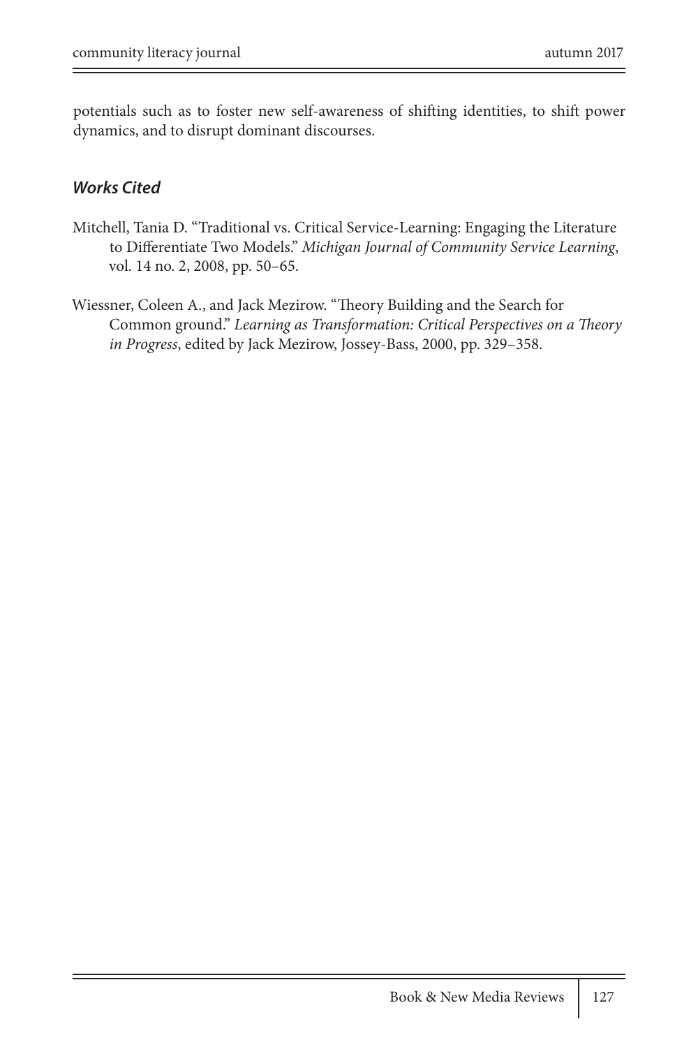potentials such as to foster new self-awareness of shifting identities, to shift power dynamics, and to disrupt dominant discourses.

### *Works Cited*

Mitchell, Tania D. "Traditional vs. Critical Service-Learning: Engaging the Literature to Differentiate Two Models." *Michigan Journal of Community Service Learning*, vol. 14 no. 2, 2008, pp. 50–65.

Wiessner, Coleen A., and Jack Mezirow. "Theory Building and the Search for Common ground." *Learning as Transformation: Critical Perspectives on a Theory in Progress*, edited by Jack Mezirow, Jossey-Bass, 2000, pp. 329–358.